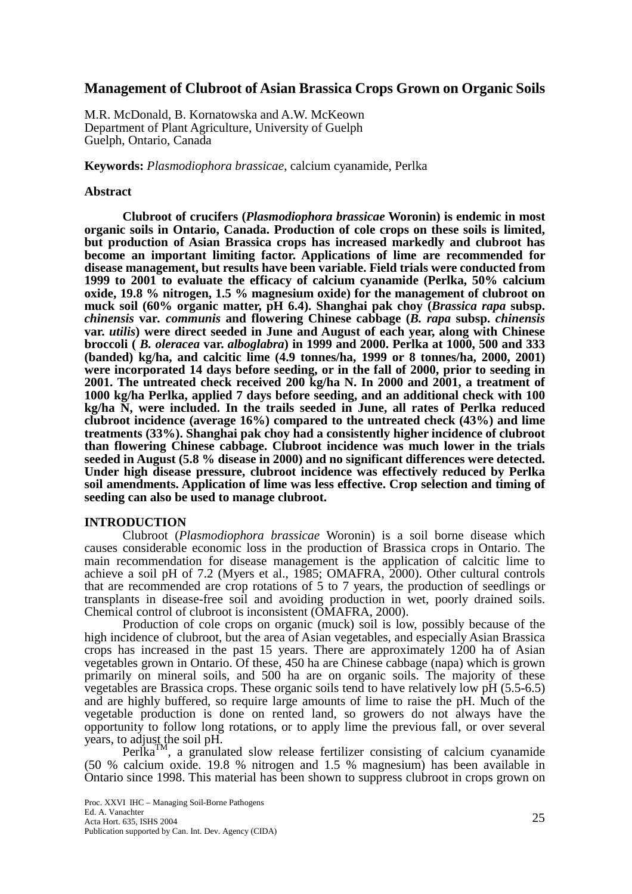# Management of Clubroot of Asian Brassica Crops Grown on Organic Soils

M.R. McDonald, B. Kornatowska and A.W. McKeown
Department of Plant Agriculture, University of Guelph
Guelph, Ontario, Canada

**Keywords:** *Plasmodiophora brassicae*, calcium cyanamide, Perlka

## Abstract

**Clubroot of crucifers (*Plasmodiophora brassicae* Woronin) is endemic in most organic soils in Ontario, Canada. Production of cole crops on these soils is limited, but production of Asian Brassica crops has increased markedly and clubroot has become an important limiting factor. Applications of lime are recommended for disease management, but results have been variable. Field trials were conducted from 1999 to 2001 to evaluate the efficacy of calcium cyanamide (Perlka, 50% calcium oxide, 19.8 % nitrogen, 1.5 % magnesium oxide) for the management of clubroot on muck soil (60% organic matter, pH 6.4). Shanghai pak choy (*Brassica rapa* subsp. *chinensis* var. *communis* and flowering Chinese cabbage (*B. rapa* subsp. *chinensis* var. *utilis*) were direct seeded in June and August of each year, along with Chinese broccoli ( *B. oleracea* var. *alboglabra*) in 1999 and 2000. Perlka at 1000, 500 and 333 (banded) kg/ha, and calcitic lime (4.9 tonnes/ha, 1999 or 8 tonnes/ha, 2000, 2001) were incorporated 14 days before seeding, or in the fall of 2000, prior to seeding in 2001. The untreated check received 200 kg/ha N. In 2000 and 2001, a treatment of 1000 kg/ha Perlka, applied 7 days before seeding, and an additional check with 100 kg/ha N, were included. In the trails seeded in June, all rates of Perlka reduced clubroot incidence (average 16%) compared to the untreated check (43%) and lime treatments (33%). Shanghai pak choy had a consistently higher incidence of clubroot than flowering Chinese cabbage. Clubroot incidence was much lower in the trials seeded in August (5.8 % disease in 2000) and no significant differences were detected. Under high disease pressure, clubroot incidence was effectively reduced by Perlka soil amendments. Application of lime was less effective. Crop selection and timing of seeding can also be used to manage clubroot.**

## INTRODUCTION

Clubroot (*Plasmodiophora brassicae* Woronin) is a soil borne disease which causes considerable economic loss in the production of Brassica crops in Ontario. The main recommendation for disease management is the application of calcitic lime to achieve a soil pH of 7.2 (Myers et al., 1985; OMAFRA, 2000). Other cultural controls that are recommended are crop rotations of 5 to 7 years, the production of seedlings or transplants in disease-free soil and avoiding production in wet, poorly drained soils. Chemical control of clubroot is inconsistent (OMAFRA, 2000).

Production of cole crops on organic (muck) soil is low, possibly because of the high incidence of clubroot, but the area of Asian vegetables, and especially Asian Brassica crops has increased in the past 15 years. There are approximately 1200 ha of Asian vegetables grown in Ontario. Of these, 450 ha are Chinese cabbage (napa) which is grown primarily on mineral soils, and 500 ha are on organic soils. The majority of these vegetables are Brassica crops. These organic soils tend to have relatively low pH (5.5-6.5) and are highly buffered, so require large amounts of lime to raise the pH. Much of the vegetable production is done on rented land, so growers do not always have the opportunity to follow long rotations, or to apply lime the previous fall, or over several years, to adjust the soil pH.

Perlka™, a granulated slow release fertilizer consisting of calcium cyanamide (50 % calcium oxide. 19.8 % nitrogen and 1.5 % magnesium) has been available in Ontario since 1998. This material has been shown to suppress clubroot in crops grown on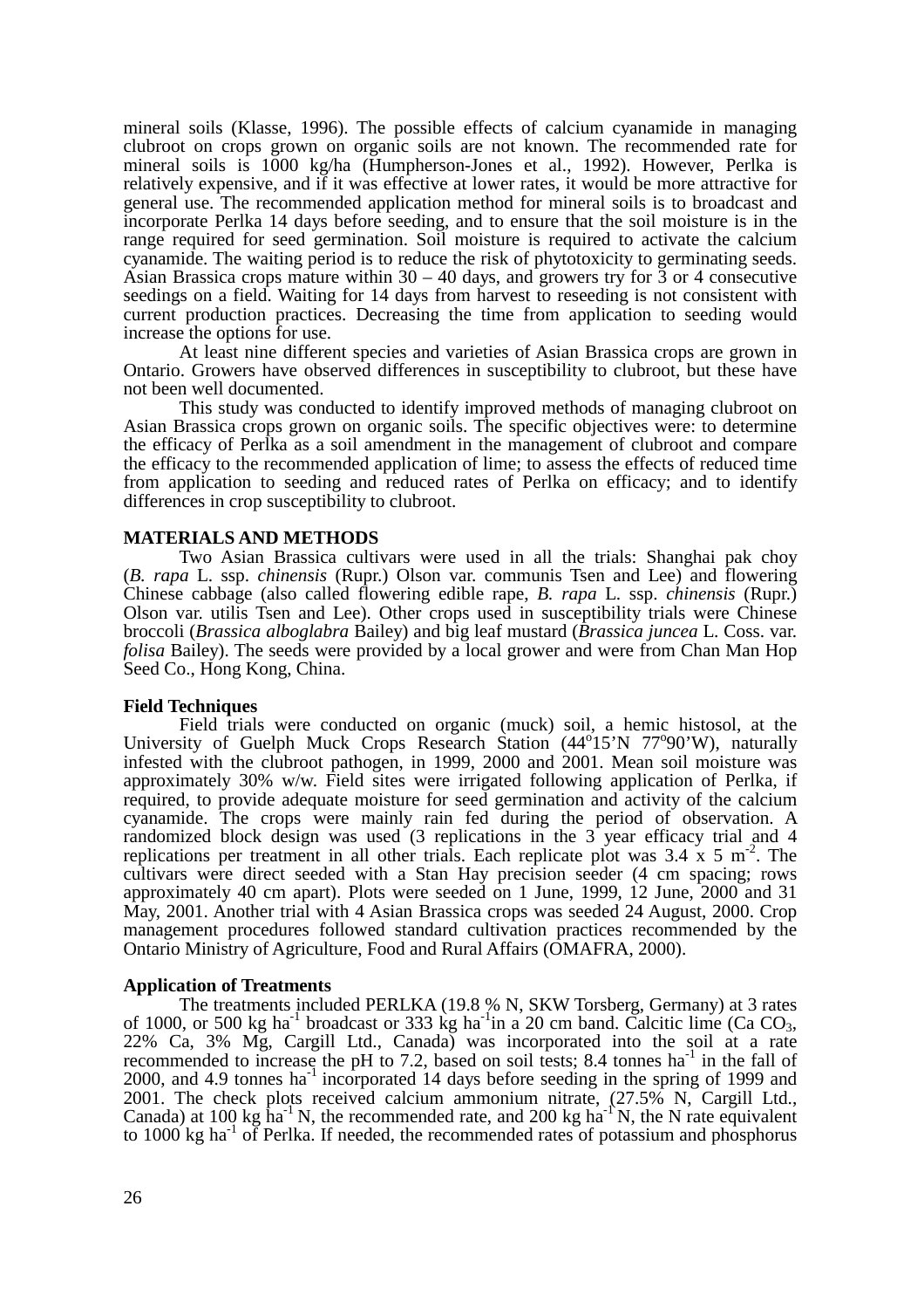mineral soils (Klasse, 1996). The possible effects of calcium cyanamide in managing clubroot on crops grown on organic soils are not known. The recommended rate for mineral soils is 1000 kg/ha (Humpherson-Jones et al., 1992). However, Perlka is relatively expensive, and if it was effective at lower rates, it would be more attractive for general use. The recommended application method for mineral soils is to broadcast and incorporate Perlka 14 days before seeding, and to ensure that the soil moisture is in the range required for seed germination. Soil moisture is required to activate the calcium cyanamide. The waiting period is to reduce the risk of phytotoxicity to germinating seeds. Asian Brassica crops mature within 30 – 40 days, and growers try for 3 or 4 consecutive seedings on a field. Waiting for 14 days from harvest to reseeding is not consistent with current production practices. Decreasing the time from application to seeding would increase the options for use.

At least nine different species and varieties of Asian Brassica crops are grown in Ontario. Growers have observed differences in susceptibility to clubroot, but these have not been well documented.

This study was conducted to identify improved methods of managing clubroot on Asian Brassica crops grown on organic soils. The specific objectives were: to determine the efficacy of Perlka as a soil amendment in the management of clubroot and compare the efficacy to the recommended application of lime; to assess the effects of reduced time from application to seeding and reduced rates of Perlka on efficacy; and to identify differences in crop susceptibility to clubroot.

## MATERIALS AND METHODS

Two Asian Brassica cultivars were used in all the trials: Shanghai pak choy (*B. rapa* L. ssp. *chinensis* (Rupr.) Olson var. communis Tsen and Lee) and flowering Chinese cabbage (also called flowering edible rape, *B. rapa* L. ssp. *chinensis* (Rupr.) Olson var. utilis Tsen and Lee). Other crops used in susceptibility trials were Chinese broccoli (*Brassica alboglabra* Bailey) and big leaf mustard (*Brassica juncea* L. Coss. var. *folisa* Bailey). The seeds were provided by a local grower and were from Chan Man Hop Seed Co., Hong Kong, China.

### Field Techniques

Field trials were conducted on organic (muck) soil, a hemic histosol, at the University of Guelph Muck Crops Research Station (44°15'N 77°90'W), naturally infested with the clubroot pathogen, in 1999, 2000 and 2001. Mean soil moisture was approximately 30% w/w. Field sites were irrigated following application of Perlka, if required, to provide adequate moisture for seed germination and activity of the calcium cyanamide. The crops were mainly rain fed during the period of observation. A randomized block design was used (3 replications in the 3 year efficacy trial and 4 replications per treatment in all other trials. Each replicate plot was 3.4 x 5 $m^{-2}$. The cultivars were direct seeded with a Stan Hay precision seeder (4 cm spacing; rows approximately 40 cm apart). Plots were seeded on 1 June, 1999, 12 June, 2000 and 31 May, 2001. Another trial with 4 Asian Brassica crops was seeded 24 August, 2000. Crop management procedures followed standard cultivation practices recommended by the Ontario Ministry of Agriculture, Food and Rural Affairs (OMAFRA, 2000).

### Application of Treatments

The treatments included PERLKA (19.8 % N, SKW Torsberg, Germany) at 3 rates of 1000, or 500 kg $ha^{-1}$ broadcast or 333 kg $ha^{-1}$in a 20 cm band. Calcitic lime (Ca $CO_3$, 22% Ca, 3% Mg, Cargill Ltd., Canada) was incorporated into the soil at a rate recommended to increase the pH to 7.2, based on soil tests; 8.4 tonnes $ha^{-1}$ in the fall of 2000, and 4.9 tonnes $ha^{-1}$ incorporated 14 days before seeding in the spring of 1999 and 2001. The check plots received calcium ammonium nitrate, (27.5% N, Cargill Ltd., Canada) at 100 kg $ha^{-1}$ N, the recommended rate, and 200 kg $ha^{-1}$ N, the N rate equivalent to 1000 kg $ha^{-1}$ of Perlka. If needed, the recommended rates of potassium and phosphorus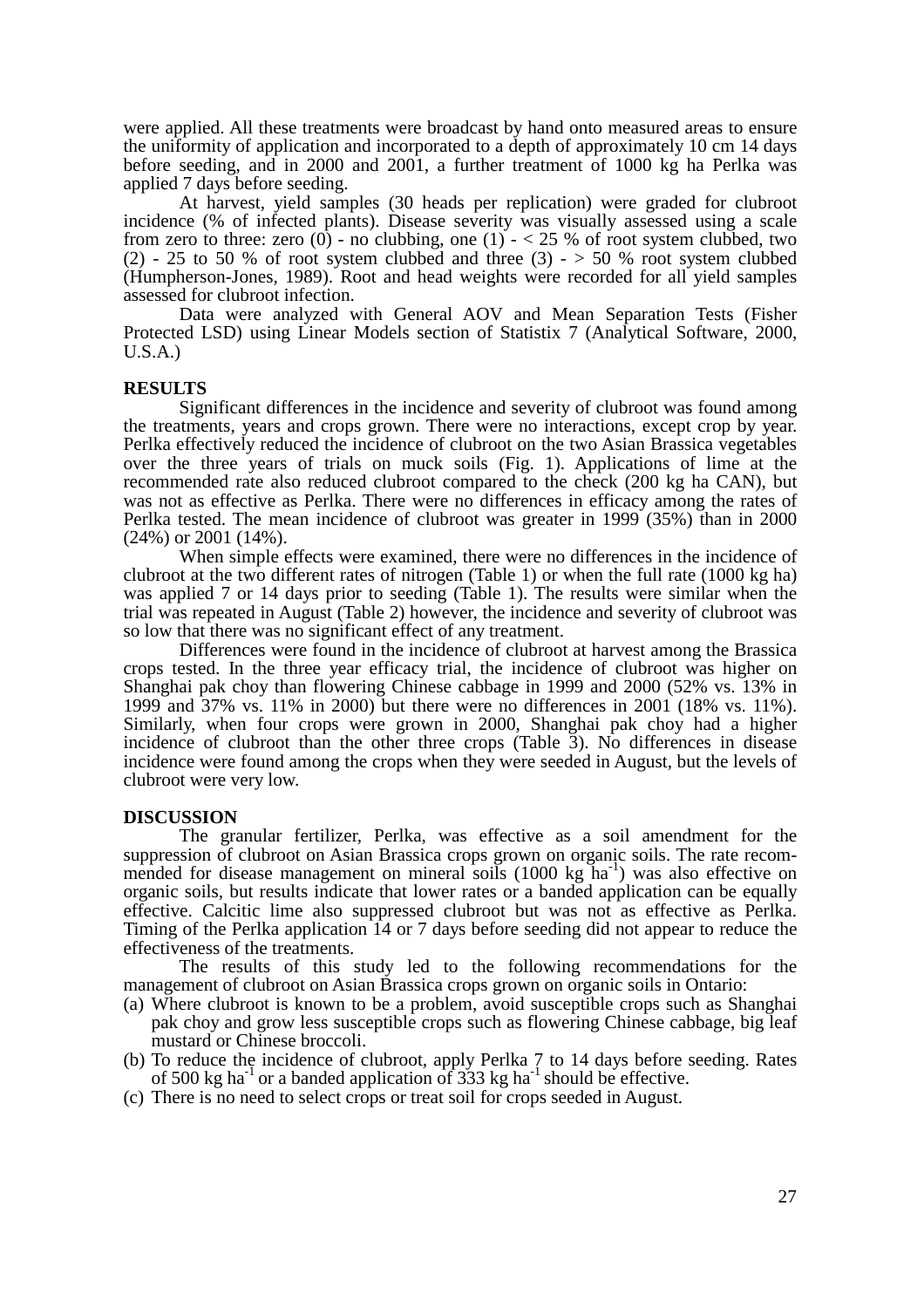were applied. All these treatments were broadcast by hand onto measured areas to ensure the uniformity of application and incorporated to a depth of approximately 10 cm 14 days before seeding, and in 2000 and 2001, a further treatment of 1000 kg ha Perlka was applied 7 days before seeding.

At harvest, yield samples (30 heads per replication) were graded for clubroot incidence (% of infected plants). Disease severity was visually assessed using a scale from zero to three: zero (0) - no clubbing, one (1) - < 25 % of root system clubbed, two (2) - 25 to 50 % of root system clubbed and three (3) - > 50 % root system clubbed (Humpherson-Jones, 1989). Root and head weights were recorded for all yield samples assessed for clubroot infection.

Data were analyzed with General AOV and Mean Separation Tests (Fisher Protected LSD) using Linear Models section of Statistix 7 (Analytical Software, 2000, U.S.A.)

## RESULTS

Significant differences in the incidence and severity of clubroot was found among the treatments, years and crops grown. There were no interactions, except crop by year. Perlka effectively reduced the incidence of clubroot on the two Asian Brassica vegetables over the three years of trials on muck soils (Fig. 1). Applications of lime at the recommended rate also reduced clubroot compared to the check (200 kg ha CAN), but was not as effective as Perlka. There were no differences in efficacy among the rates of Perlka tested. The mean incidence of clubroot was greater in 1999 (35%) than in 2000 (24%) or 2001 (14%).

When simple effects were examined, there were no differences in the incidence of clubroot at the two different rates of nitrogen (Table 1) or when the full rate (1000 kg ha) was applied 7 or 14 days prior to seeding (Table 1). The results were similar when the trial was repeated in August (Table 2) however, the incidence and severity of clubroot was so low that there was no significant effect of any treatment.

Differences were found in the incidence of clubroot at harvest among the Brassica crops tested. In the three year efficacy trial, the incidence of clubroot was higher on Shanghai pak choy than flowering Chinese cabbage in 1999 and 2000 (52% vs. 13% in 1999 and 37% vs. 11% in 2000) but there were no differences in 2001 (18% vs. 11%). Similarly, when four crops were grown in 2000, Shanghai pak choy had a higher incidence of clubroot than the other three crops (Table 3). No differences in disease incidence were found among the crops when they were seeded in August, but the levels of clubroot were very low.

## DISCUSSION

The granular fertilizer, Perlka, was effective as a soil amendment for the suppression of clubroot on Asian Brassica crops grown on organic soils. The rate recommended for disease management on mineral soils (1000 kg $ha^{-1}$) was also effective on organic soils, but results indicate that lower rates or a banded application can be equally effective. Calcitic lime also suppressed clubroot but was not as effective as Perlka. Timing of the Perlka application 14 or 7 days before seeding did not appear to reduce the effectiveness of the treatments.

The results of this study led to the following recommendations for the management of clubroot on Asian Brassica crops grown on organic soils in Ontario:

(a) Where clubroot is known to be a problem, avoid susceptible crops such as Shanghai pak choy and grow less susceptible crops such as flowering Chinese cabbage, big leaf mustard or Chinese broccoli.
(b) To reduce the incidence of clubroot, apply Perlka 7 to 14 days before seeding. Rates of 500 kg $ha^{-1}$ or a banded application of 333 kg $ha^{-1}$ should be effective.
(c) There is no need to select crops or treat soil for crops seeded in August.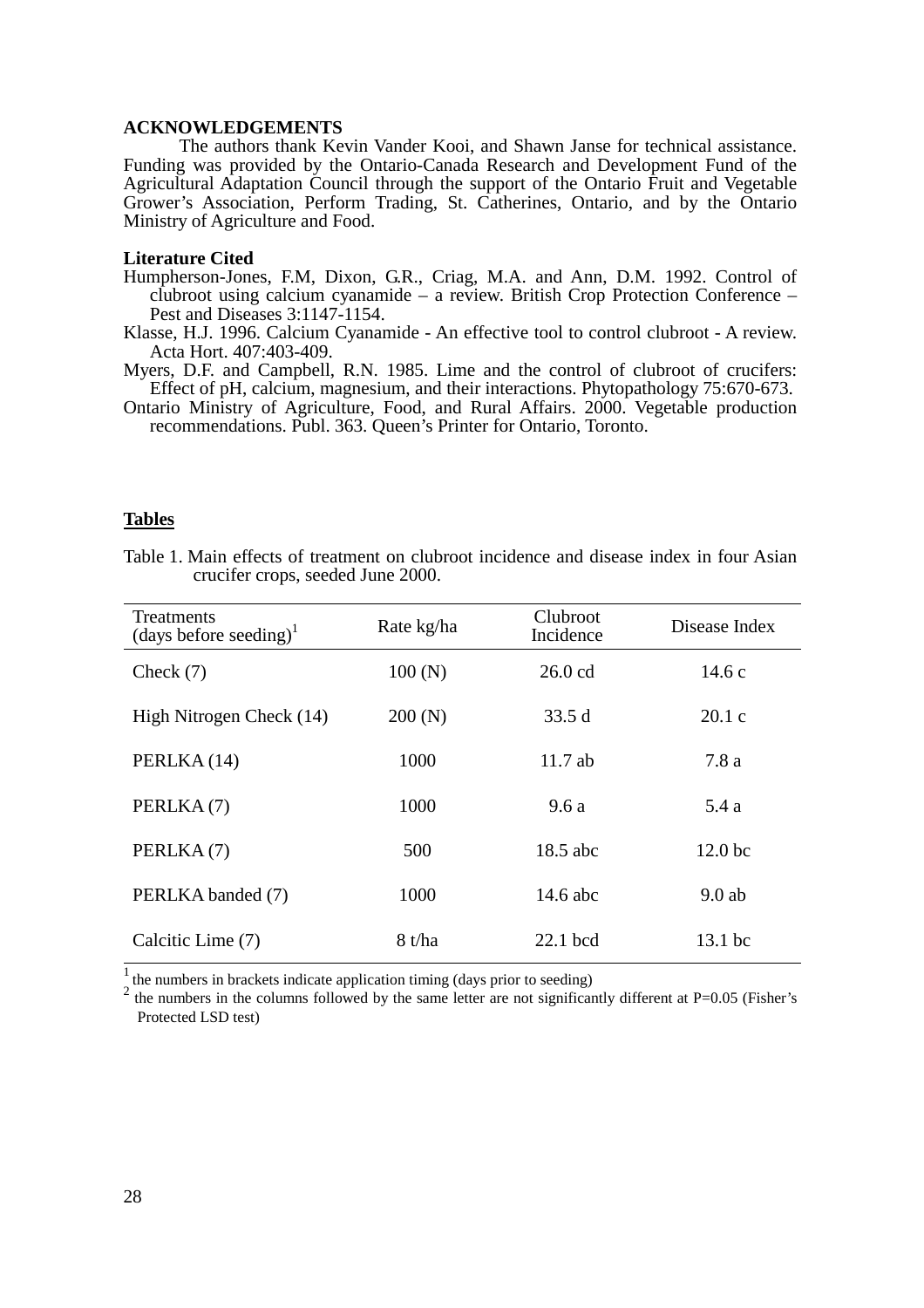## ACKNOWLEDGEMENTS

The authors thank Kevin Vander Kooi, and Shawn Janse for technical assistance. Funding was provided by the Ontario-Canada Research and Development Fund of the Agricultural Adaptation Council through the support of the Ontario Fruit and Vegetable Grower's Association, Perform Trading, St. Catherines, Ontario, and by the Ontario Ministry of Agriculture and Food.

## Literature Cited

Humpherson-Jones, F.M, Dixon, G.R., Criag, M.A. and Ann, D.M. 1992. Control of clubroot using calcium cyanamide – a review. British Crop Protection Conference – Pest and Diseases 3:1147-1154.

Klasse, H.J. 1996. Calcium Cyanamide - An effective tool to control clubroot - A review. Acta Hort. 407:403-409.

Myers, D.F. and Campbell, R.N. 1985. Lime and the control of clubroot of crucifers: Effect of pH, calcium, magnesium, and their interactions. Phytopathology 75:670-673.

Ontario Ministry of Agriculture, Food, and Rural Affairs. 2000. Vegetable production recommendations. Publ. 363. Queen's Printer for Ontario, Toronto.

## Tables

Table 1. Main effects of treatment on clubroot incidence and disease index in four Asian crucifer crops, seeded June 2000.

| Treatments (days before seeding)[1] | Rate kg/ha | Clubroot Incidence | Disease Index |
|---|---|---|---|
| Check (7) | 100 (N) | 26.0 cd | 14.6 c |
| High Nitrogen Check (14) | 200 (N) | 33.5 d | 20.1 c |
| PERLKA (14) | 1000 | 11.7 ab | 7.8 a |
| PERLKA (7) | 1000 | 9.6 a | 5.4 a |
| PERLKA (7) | 500 | 18.5 abc | 12.0 bc |
| PERLKA banded (7) | 1000 | 14.6 abc | 9.0 ab |
| Calcitic Lime (7) | 8 t/ha | 22.1 bcd | 13.1 bc |

[1] the numbers in brackets indicate application timing (days prior to seeding)

[2] the numbers in the columns followed by the same letter are not significantly different at P=0.05 (Fisher's Protected LSD test)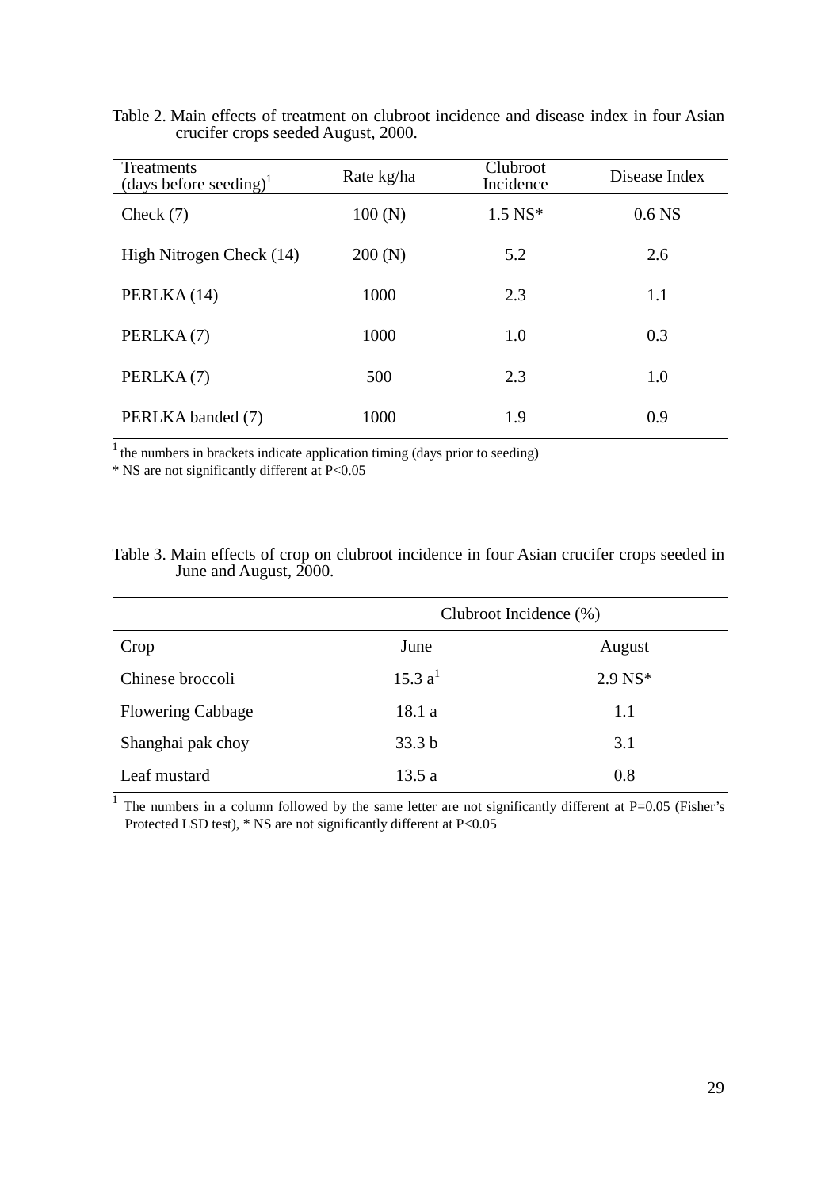Table 2. Main effects of treatment on clubroot incidence and disease index in four Asian crucifer crops seeded August, 2000.

| Treatments (days before seeding)[1] | Rate kg/ha | Clubroot Incidence | Disease Index |
|---|---|---|---|
| Check (7) | 100 (N) | 1.5 NS* | 0.6 NS |
| High Nitrogen Check (14) | 200 (N) | 5.2 | 2.6 |
| PERLKA (14) | 1000 | 2.3 | 1.1 |
| PERLKA (7) | 1000 | 1.0 | 0.3 |
| PERLKA (7) | 500 | 2.3 | 1.0 |
| PERLKA banded (7) | 1000 | 1.9 | 0.9 |

[1] the numbers in brackets indicate application timing (days prior to seeding)

\* NS are not significantly different at P<0.05

Table 3. Main effects of crop on clubroot incidence in four Asian crucifer crops seeded in June and August, 2000.

| | Clubroot Incidence (%) | |
|---|---|---|
| Crop | June | August |
| Chinese broccoli | 15.3 a[1] | 2.9 NS* |
| Flowering Cabbage | 18.1 a | 1.1 |
| Shanghai pak choy | 33.3 b | 3.1 |
| Leaf mustard | 13.5 a | 0.8 |

[1] The numbers in a column followed by the same letter are not significantly different at P=0.05 (Fisher's Protected LSD test), * NS are not significantly different at P<0.05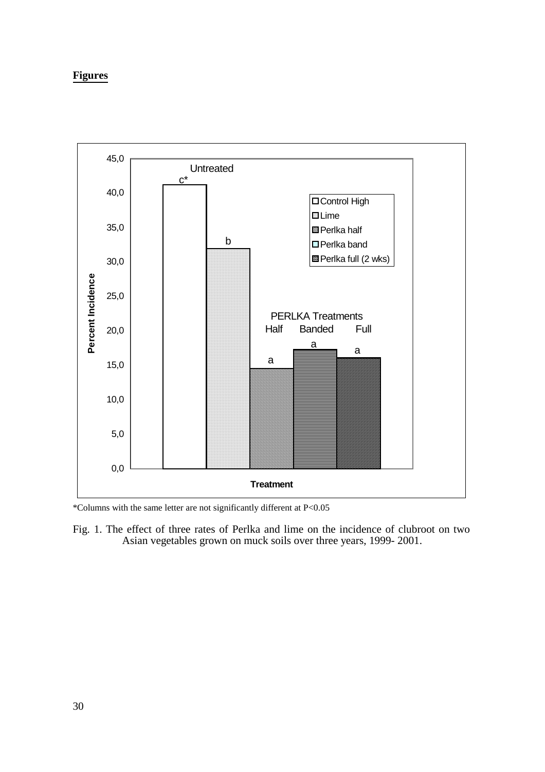**Figures**

45,0
40,0
35,0
30,0
25,0
20,0
15,0
10,0
5,0
0,0

Percent Incidence

Untreated

c*

b

PERLKA Treatments

Half Banded Full

a a a

Control High
Lime
Perlka half
Perlka band
Perlka full (2 wks)

Treatment

*Columns with the same letter are not significantly different at P<0.05

Fig. 1. The effect of three rates of Perlka and lime on the incidence of clubroot on two Asian vegetables grown on muck soils over three years, 1999- 2001.